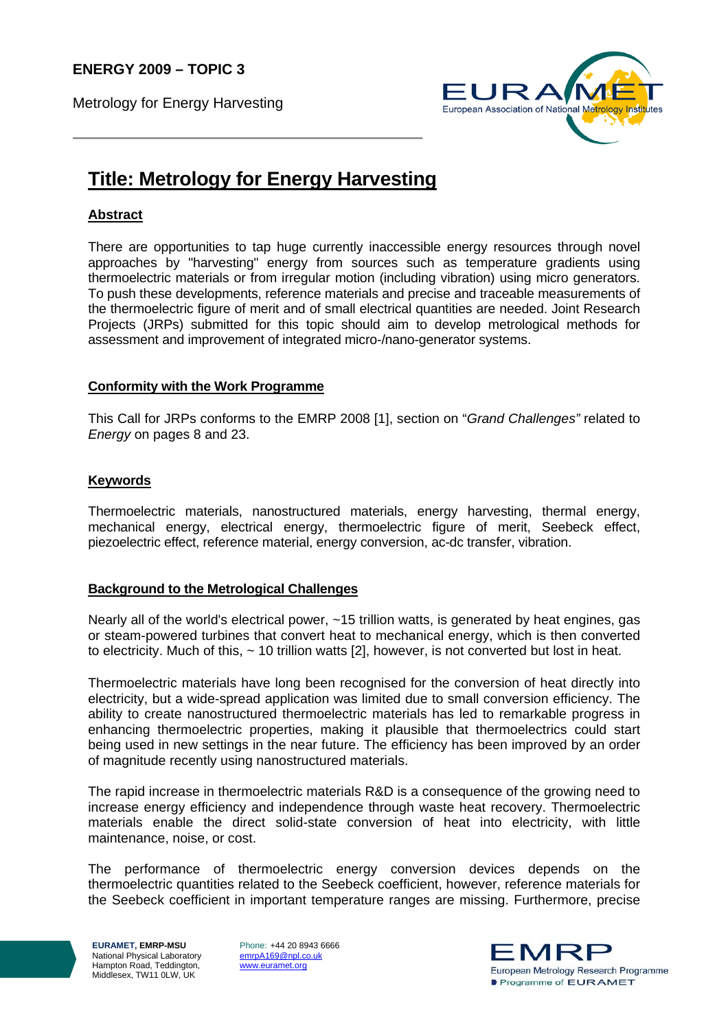**ENERGY 2009 – TOPIC 3**

Metrology for Energy Harvesting

# Title: Metrology for Energy Harvesting

## Abstract

There are opportunities to tap huge currently inaccessible energy resources through novel approaches by "harvesting" energy from sources such as temperature gradients using thermoelectric materials or from irregular motion (including vibration) using micro generators. To push these developments, reference materials and precise and traceable measurements of the thermoelectric figure of merit and of small electrical quantities are needed. Joint Research Projects (JRPs) submitted for this topic should aim to develop metrological methods for assessment and improvement of integrated micro-/nano-generator systems.

## Conformity with the Work Programme

This Call for JRPs conforms to the EMRP 2008 [1], section on "*Grand Challenges"* related to *Energy* on pages 8 and 23.

## Keywords

Thermoelectric materials, nanostructured materials, energy harvesting, thermal energy, mechanical energy, electrical energy, thermoelectric figure of merit, Seebeck effect, piezoelectric effect, reference material, energy conversion, ac-dc transfer, vibration.

## Background to the Metrological Challenges

Nearly all of the world's electrical power, ~15 trillion watts, is generated by heat engines, gas or steam-powered turbines that convert heat to mechanical energy, which is then converted to electricity. Much of this, ~ 10 trillion watts [2], however, is not converted but lost in heat.

Thermoelectric materials have long been recognised for the conversion of heat directly into electricity, but a wide-spread application was limited due to small conversion efficiency. The ability to create nanostructured thermoelectric materials has led to remarkable progress in enhancing thermoelectric properties, making it plausible that thermoelectrics could start being used in new settings in the near future. The efficiency has been improved by an order of magnitude recently using nanostructured materials.

The rapid increase in thermoelectric materials R&D is a consequence of the growing need to increase energy efficiency and independence through waste heat recovery. Thermoelectric materials enable the direct solid-state conversion of heat into electricity, with little maintenance, noise, or cost.

The performance of thermoelectric energy conversion devices depends on the thermoelectric quantities related to the Seebeck coefficient, however, reference materials for the Seebeck coefficient in important temperature ranges are missing. Furthermore, precise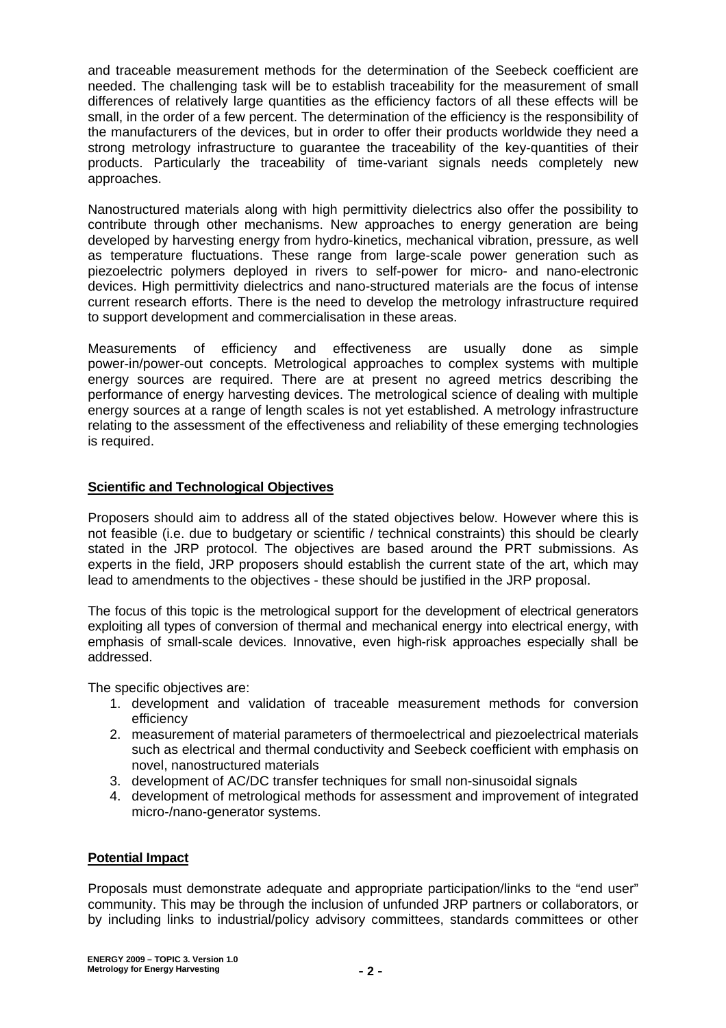and traceable measurement methods for the determination of the Seebeck coefficient are needed. The challenging task will be to establish traceability for the measurement of small differences of relatively large quantities as the efficiency factors of all these effects will be small, in the order of a few percent. The determination of the efficiency is the responsibility of the manufacturers of the devices, but in order to offer their products worldwide they need a strong metrology infrastructure to guarantee the traceability of the key-quantities of their products. Particularly the traceability of time-variant signals needs completely new approaches.

Nanostructured materials along with high permittivity dielectrics also offer the possibility to contribute through other mechanisms. New approaches to energy generation are being developed by harvesting energy from hydro-kinetics, mechanical vibration, pressure, as well as temperature fluctuations. These range from large-scale power generation such as piezoelectric polymers deployed in rivers to self-power for micro- and nano-electronic devices. High permittivity dielectrics and nano-structured materials are the focus of intense current research efforts. There is the need to develop the metrology infrastructure required to support development and commercialisation in these areas.

Measurements of efficiency and effectiveness are usually done as simple power-in/power-out concepts. Metrological approaches to complex systems with multiple energy sources are required. There are at present no agreed metrics describing the performance of energy harvesting devices. The metrological science of dealing with multiple energy sources at a range of length scales is not yet established. A metrology infrastructure relating to the assessment of the effectiveness and reliability of these emerging technologies is required.

## Scientific and Technological Objectives

Proposers should aim to address all of the stated objectives below. However where this is not feasible (i.e. due to budgetary or scientific / technical constraints) this should be clearly stated in the JRP protocol. The objectives are based around the PRT submissions. As experts in the field, JRP proposers should establish the current state of the art, which may lead to amendments to the objectives - these should be justified in the JRP proposal.

The focus of this topic is the metrological support for the development of electrical generators exploiting all types of conversion of thermal and mechanical energy into electrical energy, with emphasis of small-scale devices. Innovative, even high-risk approaches especially shall be addressed.

The specific objectives are:

1. development and validation of traceable measurement methods for conversion efficiency
2. measurement of material parameters of thermoelectrical and piezoelectrical materials such as electrical and thermal conductivity and Seebeck coefficient with emphasis on novel, nanostructured materials
3. development of AC/DC transfer techniques for small non-sinusoidal signals
4. development of metrological methods for assessment and improvement of integrated micro-/nano-generator systems.

## Potential Impact

Proposals must demonstrate adequate and appropriate participation/links to the "end user" community. This may be through the inclusion of unfunded JRP partners or collaborators, or by including links to industrial/policy advisory committees, standards committees or other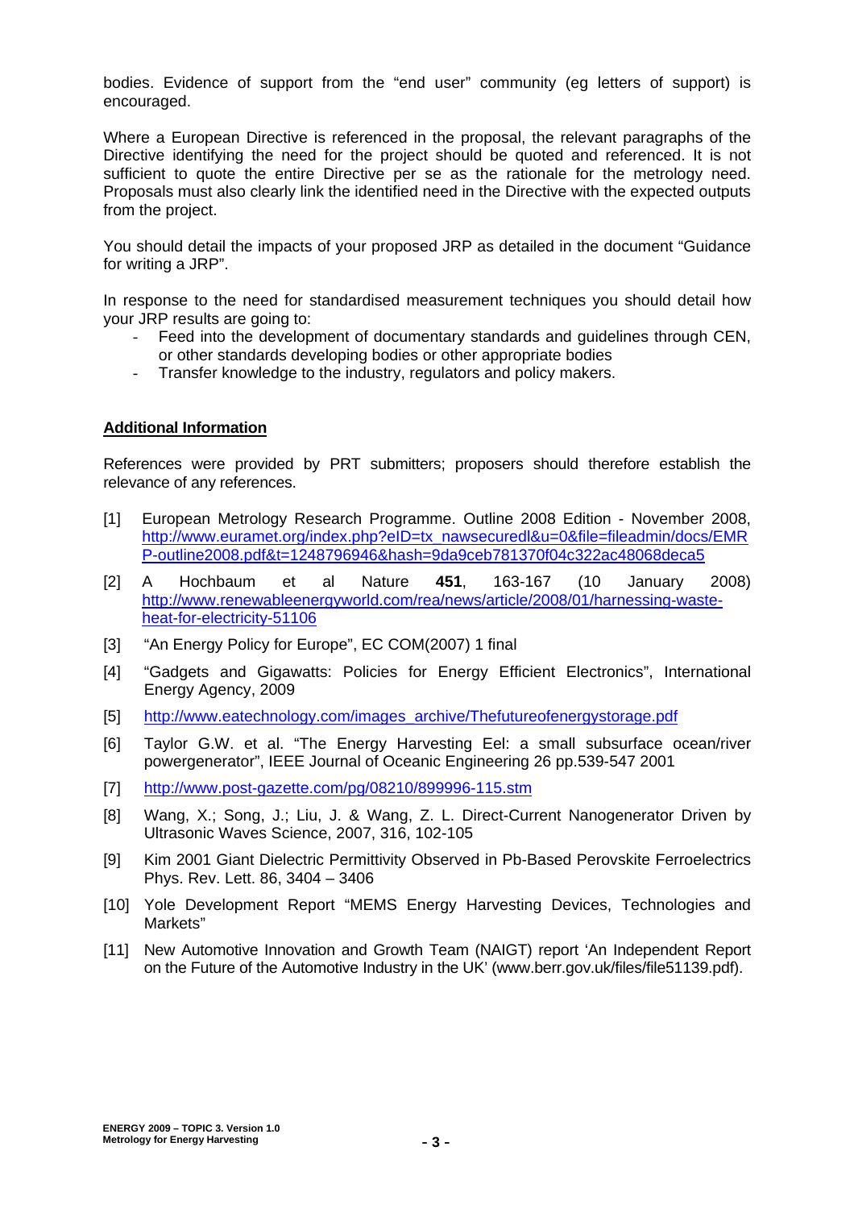bodies. Evidence of support from the "end user" community (eg letters of support) is encouraged.

Where a European Directive is referenced in the proposal, the relevant paragraphs of the Directive identifying the need for the project should be quoted and referenced. It is not sufficient to quote the entire Directive per se as the rationale for the metrology need. Proposals must also clearly link the identified need in the Directive with the expected outputs from the project.

You should detail the impacts of your proposed JRP as detailed in the document "Guidance for writing a JRP".

In response to the need for standardised measurement techniques you should detail how your JRP results are going to:

- Feed into the development of documentary standards and guidelines through CEN, or other standards developing bodies or other appropriate bodies
- Transfer knowledge to the industry, regulators and policy makers.

## Additional Information

References were provided by PRT submitters; proposers should therefore establish the relevance of any references.

[1] European Metrology Research Programme. Outline 2008 Edition - November 2008, http://www.euramet.org/index.php?eID=tx_nawsecuredl&u=0&file=fileadmin/docs/EMRP-outline2008.pdf&t=1248796946&hash=9da9ceb781370f04c322ac48068deca5

[2] A Hochbaum et al Nature **451**, 163-167 (10 January 2008) http://www.renewableenergyworld.com/rea/news/article/2008/01/harnessing-waste-heat-for-electricity-51106

[3] "An Energy Policy for Europe", EC COM(2007) 1 final

[4] "Gadgets and Gigawatts: Policies for Energy Efficient Electronics", International Energy Agency, 2009

[5] http://www.eatechnology.com/images_archive/Thefutureofenergystorage.pdf

[6] Taylor G.W. et al. "The Energy Harvesting Eel: a small subsurface ocean/river powergenerator", IEEE Journal of Oceanic Engineering 26 pp.539-547 2001

[7] http://www.post-gazette.com/pg/08210/899996-115.stm

[8] Wang, X.; Song, J.; Liu, J. & Wang, Z. L. Direct-Current Nanogenerator Driven by Ultrasonic Waves Science, 2007, 316, 102-105

[9] Kim 2001 Giant Dielectric Permittivity Observed in Pb-Based Perovskite Ferroelectrics Phys. Rev. Lett. 86, 3404 – 3406

[10] Yole Development Report "MEMS Energy Harvesting Devices, Technologies and Markets"

[11] New Automotive Innovation and Growth Team (NAIGT) report 'An Independent Report on the Future of the Automotive Industry in the UK' (www.berr.gov.uk/files/file51139.pdf).